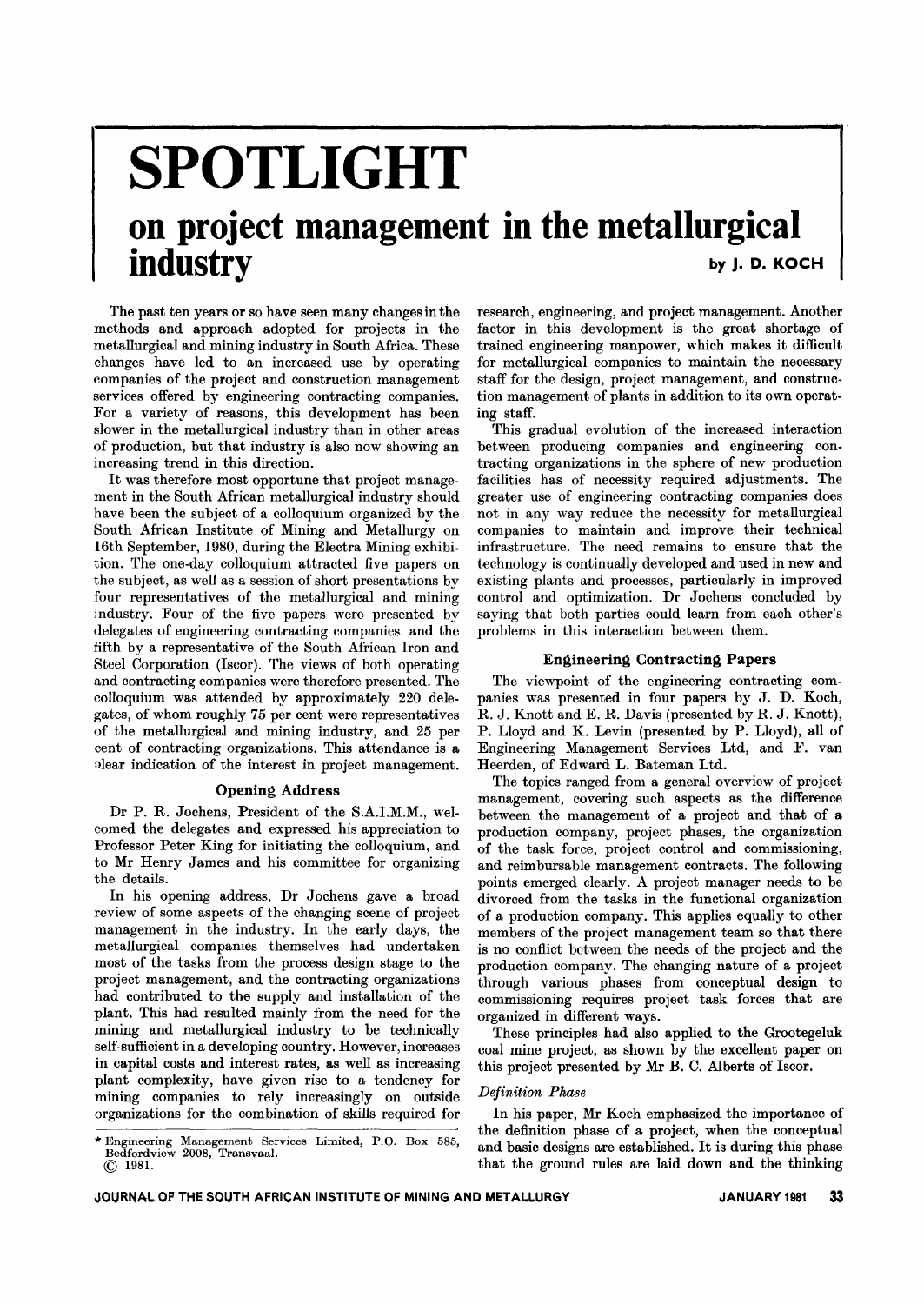# SPOTLIGHT

## on project management in the metallurgical industry

by J. D. KOCH*

The past ten years or so have seen many changes in the methods and approach adopted for projects in the metallurgical and mining industry in South Africa. These changes have led to an increased use by operating companies of the project and construction management services offered by engineering contracting companies. For a variety of reasons, this development has been slower in the metallurgical industry than in other areas of production, but that industry is also now showing an increasing trend in this direction.

It was therefore most opportune that project management in the South African metallurgical industry should have been the subject of a colloquium organized by the South African Institute of Mining and Metallurgy on 16th September, 1980, during the Electra Mining exhibition. The one-day colloquium attracted five papers on the subject, as well as a session of short presentations by four representatives of the metallurgical and mining industry. Four of the five papers were presented by delegates of engineering contracting companies, and the fifth by a representative of the South African Iron and Steel Corporation (Iscor). The views of both operating and contracting companies were therefore presented. The colloquium was attended by approximately 220 delegates, of whom roughly 75 per cent were representatives of the metallurgical and mining industry, and 25 per cent of contracting organizations. This attendance is a clear indication of the interest in project management.

### Opening Address

Dr P. R. Jochens, President of the S.A.I.M.M., welcomed the delegates and expressed his appreciation to Professor Peter King for initiating the colloquium, and to Mr Henry James and his committee for organizing the details.

In his opening address, Dr Jochens gave a broad review of some aspects of the changing scene of project management in the industry. In the early days, the metallurgical companies themselves had undertaken most of the tasks from the process design stage to the project management, and the contracting organizations had contributed to the supply and installation of the plant. This had resulted mainly from the need for the mining and metallurgical industry to be technically self-sufficient in a developing country. However, increases in capital costs and interest rates, as well as increasing plant complexity, have given rise to a tendency for mining companies to rely increasingly on outside organizations for the combination of skills required for research, engineering, and project management. Another factor in this development is the great shortage of trained engineering manpower, which makes it difficult for metallurgical companies to maintain the necessary staff for the design, project management, and construction management of plants in addition to its own operating staff.

This gradual evolution of the increased interaction between producing companies and engineering contracting organizations in the sphere of new production facilities has of necessity required adjustments. The greater use of engineering contracting companies does not in any way reduce the necessity for metallurgical companies to maintain and improve their technical infrastructure. The need remains to ensure that the technology is continually developed and used in new and existing plants and processes, particularly in improved control and optimization. Dr Jochens concluded by saying that both parties could learn from each other's problems in this interaction between them.

### Engineering Contracting Papers

The viewpoint of the engineering contracting companies was presented in four papers by J. D. Koch, R. J. Knott and E. R. Davis (presented by R. J. Knott), P. Lloyd and K. Levin (presented by P. Lloyd), all of Engineering Management Services Ltd, and F. van Heerden, of Edward L. Bateman Ltd.

The topics ranged from a general overview of project management, covering such aspects as the difference between the management of a project and that of a production company, project phases, the organization of the task force, project control and commissioning, and reimbursable management contracts. The following points emerged clearly. A project manager needs to be divorced from the tasks in the functional organization of a production company. This applies equally to other members of the project management team so that there is no conflict between the needs of the project and the production company. The changing nature of a project through various phases from conceptual design to commissioning requires project task forces that are organized in different ways.

These principles had also applied to the Grootegeluk coal mine project, as shown by the excellent paper on this project presented by Mr B. C. Alberts of Iscor.

#### *Definition Phase*

In his paper, Mr Koch emphasized the importance of the definition phase of a project, when the conceptual and basic designs are established. It is during this phase that the ground rules are laid down and the thinking

\* Engineering Management Services Limited, P.O. Box 585, Bedfordview 2008, Transvaal.
© 1981.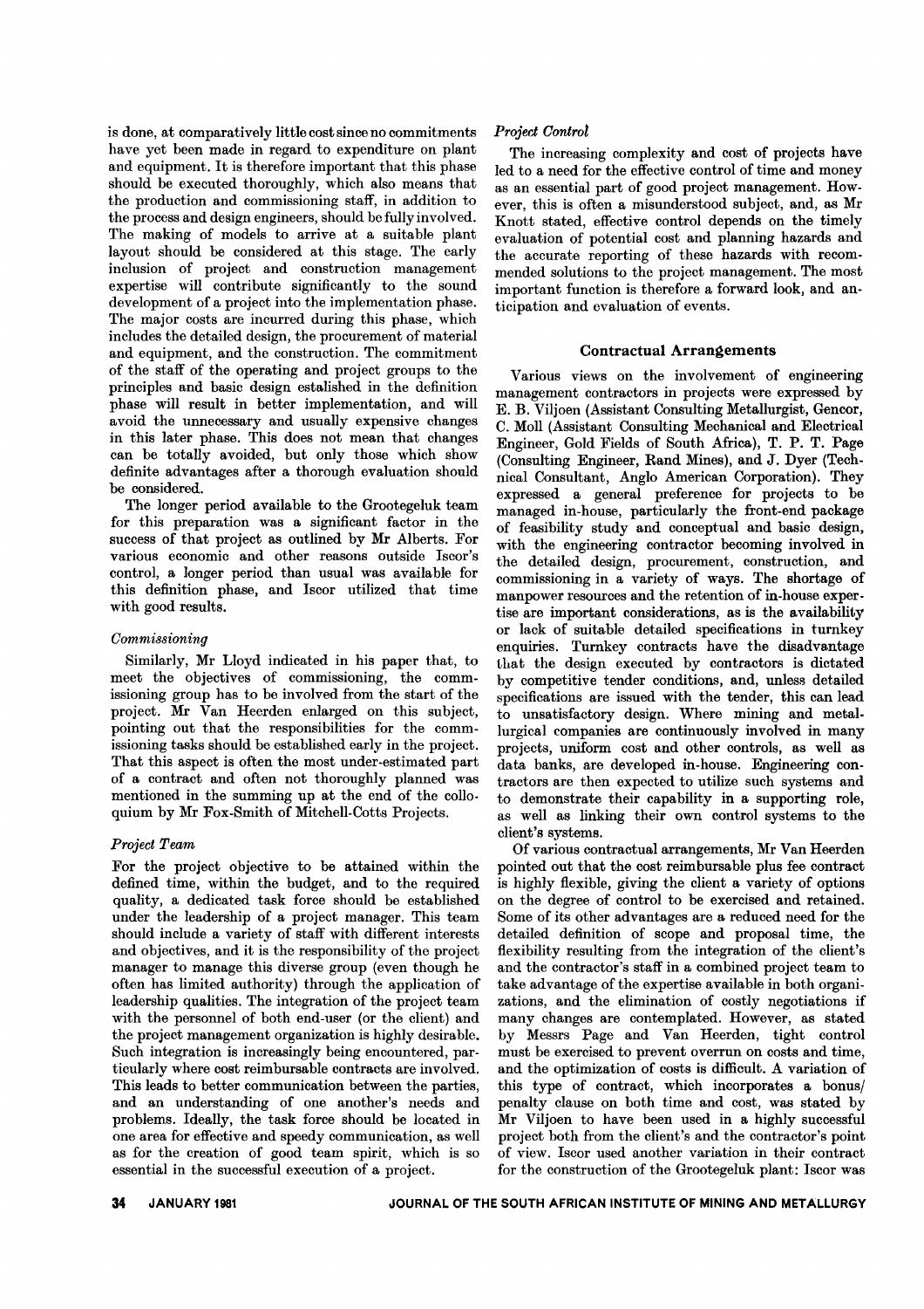is done, at comparatively little cost since no commitments have yet been made in regard to expenditure on plant and equipment. It is therefore important that this phase should be executed thoroughly, which also means that the production and commissioning staff, in addition to the process and design engineers, should be fully involved. The making of models to arrive at a suitable plant layout should be considered at this stage. The early inclusion of project and construction management expertise will contribute significantly to the sound development of a project into the implementation phase. The major costs are incurred during this phase, which includes the detailed design, the procurement of material and equipment, and the construction. The commitment of the staff of the operating and project groups to the principles and basic design estalished in the definition phase will result in better implementation, and will avoid the unnecessary and usually expensive changes in this later phase. This does not mean that changes can be totally avoided, but only those which show definite advantages after a thorough evaluation should be considered.

The longer period available to the Grootegeluk team for this preparation was a significant factor in the success of that project as outlined by Mr Alberts. For various economic and other reasons outside Iscor's control, a longer period than usual was available for this definition phase, and Iscor utilized that time with good results.

### *Commissioning*

Similarly, Mr Lloyd indicated in his paper that, to meet the objectives of commissioning, the commissioning group has to be involved from the start of the project. Mr Van Heerden enlarged on this subject, pointing out that the responsibilities for the commissioning tasks should be established early in the project. That this aspect is often the most under-estimated part of a contract and often not thoroughly planned was mentioned in the summing up at the end of the colloquium by Mr Fox-Smith of Mitchell-Cotts Projects.

### *Project Team*

For the project objective to be attained within the defined time, within the budget, and to the required quality, a dedicated task force should be established under the leadership of a project manager. This team should include a variety of staff with different interests and objectives, and it is the responsibility of the project manager to manage this diverse group (even though he often has limited authority) through the application of leadership qualities. The integration of the project team with the personnel of both end-user (or the client) and the project management organization is highly desirable. Such integration is increasingly being encountered, particularly where cost reimbursable contracts are involved. This leads to better communication between the parties, and an understanding of one another's needs and problems. Ideally, the task force should be located in one area for effective and speedy communication, as well as for the creation of good team spirit, which is so essential in the successful execution of a project.

### *Project Control*

The increasing complexity and cost of projects have led to a need for the effective control of time and money as an essential part of good project management. However, this is often a misunderstood subject, and, as Mr Knott stated, effective control depends on the timely evaluation of potential cost and planning hazards and the accurate reporting of these hazards with recommended solutions to the project management. The most important function is therefore a forward look, and anticipation and evaluation of events.

## Contractual Arrangements

Various views on the involvement of engineering management contractors in projects were expressed by E. B. Viljoen (Assistant Consulting Metallurgist, Gencor, C. Moll (Assistant Consulting Mechanical and Electrical Engineer, Gold Fields of South Africa), T. P. T. Page (Consulting Engineer, Rand Mines), and J. Dyer (Technical Consultant, Anglo American Corporation). They expressed a general preference for projects to be managed in-house, particularly the front-end package of feasibility study and conceptual and basic design, with the engineering contractor becoming involved in the detailed design, procurement, construction, and commissioning in a variety of ways. The shortage of manpower resources and the retention of in-house expertise are important considerations, as is the availability or lack of suitable detailed specifications in turnkey enquiries. Turnkey contracts have the disadvantage that the design executed by contractors is dictated by competitive tender conditions, and, unless detailed specifications are issued with the tender, this can lead to unsatisfactory design. Where mining and metallurgical companies are continuously involved in many projects, uniform cost and other controls, as well as data banks, are developed in-house. Engineering contractors are then expected to utilize such systems and to demonstrate their capability in a supporting role, as well as linking their own control systems to the client's systems.

Of various contractual arrangements, Mr Van Heerden pointed out that the cost reimbursable plus fee contract is highly flexible, giving the client a variety of options on the degree of control to be exercised and retained. Some of its other advantages are a reduced need for the detailed definition of scope and proposal time, the flexibility resulting from the integration of the client's and the contractor's staff in a combined project team to take advantage of the expertise available in both organizations, and the elimination of costly negotiations if many changes are contemplated. However, as stated by Messrs Page and Van Heerden, tight control must be exercised to prevent overrun on costs and time, and the optimization of costs is difficult. A variation of this type of contract, which incorporates a bonus/penalty clause on both time and cost, was stated by Mr Viljoen to have been used in a highly successful project both from the client's and the contractor's point of view. Iscor used another variation in their contract for the construction of the Grootegeluk plant: Iscor was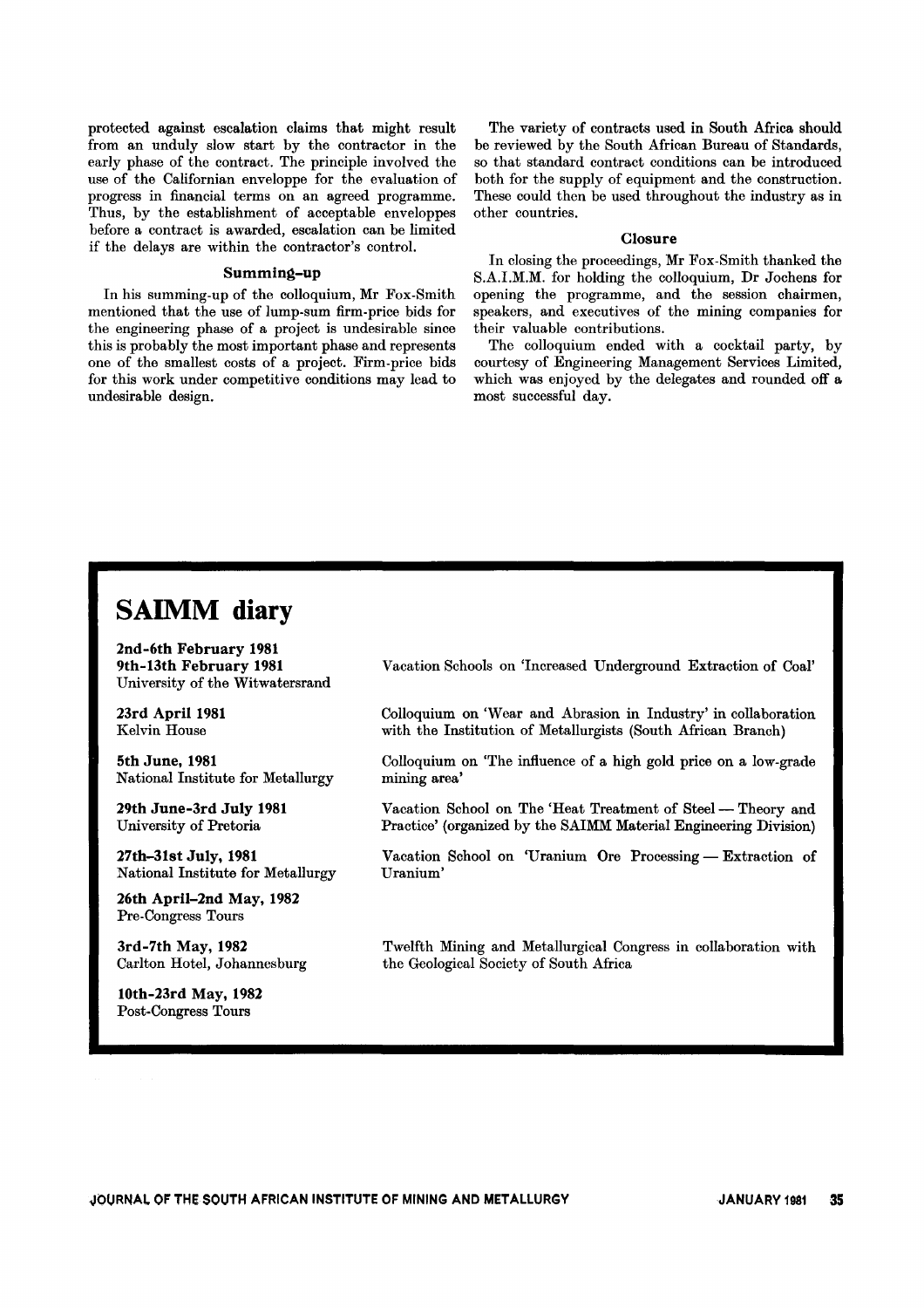protected against escalation claims that might result from an unduly slow start by the contractor in the early phase of the contract. The principle involved the use of the Californian enveloppe for the evaluation of progress in financial terms on an agreed programme. Thus, by the establishment of acceptable enveloppes before a contract is awarded, escalation can be limited if the delays are within the contractor's control.

### Summing-up

In his summing-up of the colloquium, Mr Fox-Smith mentioned that the use of lump-sum firm-price bids for the engineering phase of a project is undesirable since this is probably the most important phase and represents one of the smallest costs of a project. Firm-price bids for this work under competitive conditions may lead to undesirable design.

The variety of contracts used in South Africa should be reviewed by the South African Bureau of Standards, so that standard contract conditions can be introduced both for the supply of equipment and the construction. These could then be used throughout the industry as in other countries.

### Closure

In closing the proceedings, Mr Fox-Smith thanked the S.A.I.M.M. for holding the colloquium, Dr Jochens for opening the programme, and the session chairmen, speakers, and executives of the mining companies for their valuable contributions.

The colloquium ended with a cocktail party, by courtesy of Engineering Management Services Limited, which was enjoyed by the delegates and rounded off a most successful day.

## SAIMM diary

**2nd-6th February 1981**
**9th-13th February 1981**
University of the Witwatersrand
Vacation Schools on 'Increased Underground Extraction of Coal'

**23rd April 1981**
Kelvin House
Colloquium on 'Wear and Abrasion in Industry' in collaboration with the Institution of Metallurgists (South African Branch)

**5th June, 1981**
National Institute for Metallurgy
Colloquium on 'The influence of a high gold price on a low-grade mining area'

**29th June-3rd July 1981**
University of Pretoria
Vacation School on The 'Heat Treatment of Steel — Theory and Practice' (organized by the SAIMM Material Engineering Division)

**27th-31st July, 1981**
National Institute for Metallurgy
Vacation School on 'Uranium Ore Processing — Extraction of Uranium'

**26th April-2nd May, 1982**
Pre-Congress Tours

**3rd-7th May, 1982**
Carlton Hotel, Johannesburg
Twelfth Mining and Metallurgical Congress in collaboration with the Geological Society of South Africa

**10th-23rd May, 1982**
Post-Congress Tours